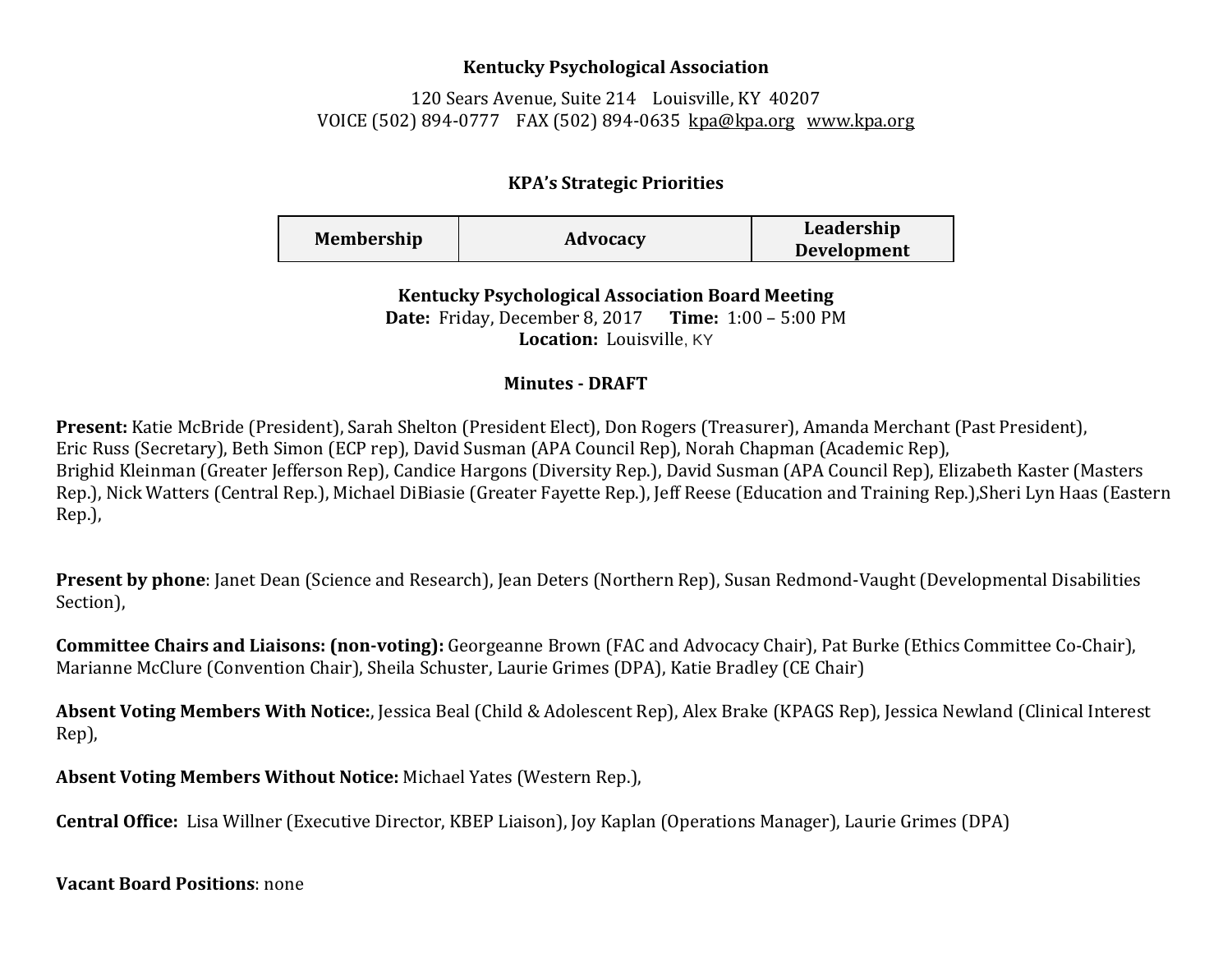**Kentucky Psychological Association**

120 Sears Avenue, Suite 214 Louisville, KY 40207
VOICE (502) 894-0777 FAX (502) 894-0635 kpa@kpa.org www.kpa.org

**KPA's Strategic Priorities**

| Membership | Advocacy | Leadership Development |
|---|---|---|

**Kentucky Psychological Association Board Meeting**
**Date:** Friday, December 8, 2017 **Time:** 1:00 – 5:00 PM
**Location:** Louisville, KY

**Minutes - DRAFT**

**Present:** Katie McBride (President), Sarah Shelton (President Elect), Don Rogers (Treasurer), Amanda Merchant (Past President), Eric Russ (Secretary), Beth Simon (ECP rep), David Susman (APA Council Rep), Norah Chapman (Academic Rep), Brighid Kleinman (Greater Jefferson Rep), Candice Hargons (Diversity Rep.), David Susman (APA Council Rep), Elizabeth Kaster (Masters Rep.), Nick Watters (Central Rep.), Michael DiBiasie (Greater Fayette Rep.), Jeff Reese (Education and Training Rep.),Sheri Lyn Haas (Eastern Rep.),

**Present by phone**: Janet Dean (Science and Research), Jean Deters (Northern Rep), Susan Redmond-Vaught (Developmental Disabilities Section),

**Committee Chairs and Liaisons: (non-voting):** Georgeanne Brown (FAC and Advocacy Chair), Pat Burke (Ethics Committee Co-Chair), Marianne McClure (Convention Chair), Sheila Schuster, Laurie Grimes (DPA), Katie Bradley (CE Chair)

**Absent Voting Members With Notice:**, Jessica Beal (Child & Adolescent Rep), Alex Brake (KPAGS Rep), Jessica Newland (Clinical Interest Rep),

**Absent Voting Members Without Notice:** Michael Yates (Western Rep.),

**Central Office:** Lisa Willner (Executive Director, KBEP Liaison), Joy Kaplan (Operations Manager), Laurie Grimes (DPA)

**Vacant Board Positions**: none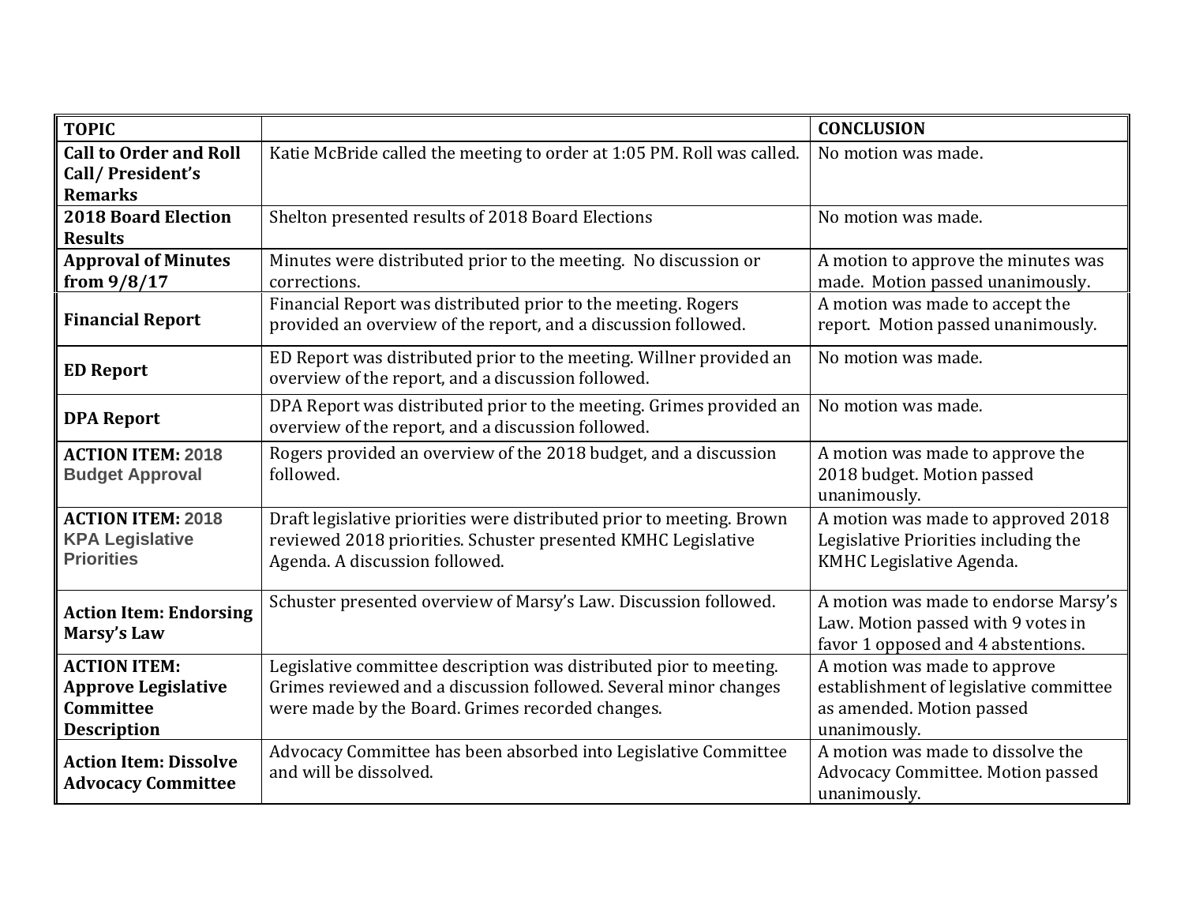| TOPIC | | CONCLUSION |
|---|---|---|
| **Call to Order and Roll Call/ President's Remarks** | Katie McBride called the meeting to order at 1:05 PM. Roll was called. | No motion was made. |
| **2018 Board Election Results** | Shelton presented results of 2018 Board Elections | No motion was made. |
| **Approval of Minutes from 9/8/17** | Minutes were distributed prior to the meeting. No discussion or corrections. | A motion to approve the minutes was made. Motion passed unanimously. |
| **Financial Report** | Financial Report was distributed prior to the meeting. Rogers provided an overview of the report, and a discussion followed. | A motion was made to accept the report. Motion passed unanimously. |
| **ED Report** | ED Report was distributed prior to the meeting. Willner provided an overview of the report, and a discussion followed. | No motion was made. |
| **DPA Report** | DPA Report was distributed prior to the meeting. Grimes provided an overview of the report, and a discussion followed. | No motion was made. |
| **ACTION ITEM: 2018 Budget Approval** | Rogers provided an overview of the 2018 budget, and a discussion followed. | A motion was made to approve the 2018 budget. Motion passed unanimously. |
| **ACTION ITEM: 2018 KPA Legislative Priorities** | Draft legislative priorities were distributed prior to meeting. Brown reviewed 2018 priorities. Schuster presented KMHC Legislative Agenda. A discussion followed. | A motion was made to approved 2018 Legislative Priorities including the KMHC Legislative Agenda. |
| **Action Item: Endorsing Marsy's Law** | Schuster presented overview of Marsy's Law. Discussion followed. | A motion was made to endorse Marsy's Law. Motion passed with 9 votes in favor 1 opposed and 4 abstentions. |
| **ACTION ITEM: Approve Legislative Committee Description** | Legislative committee description was distributed pior to meeting. Grimes reviewed and a discussion followed. Several minor changes were made by the Board. Grimes recorded changes. | A motion was made to approve establishment of legislative committee as amended. Motion passed unanimously. |
| **Action Item: Dissolve Advocacy Committee** | Advocacy Committee has been absorbed into Legislative Committee and will be dissolved. | A motion was made to dissolve the Advocacy Committee. Motion passed unanimously. |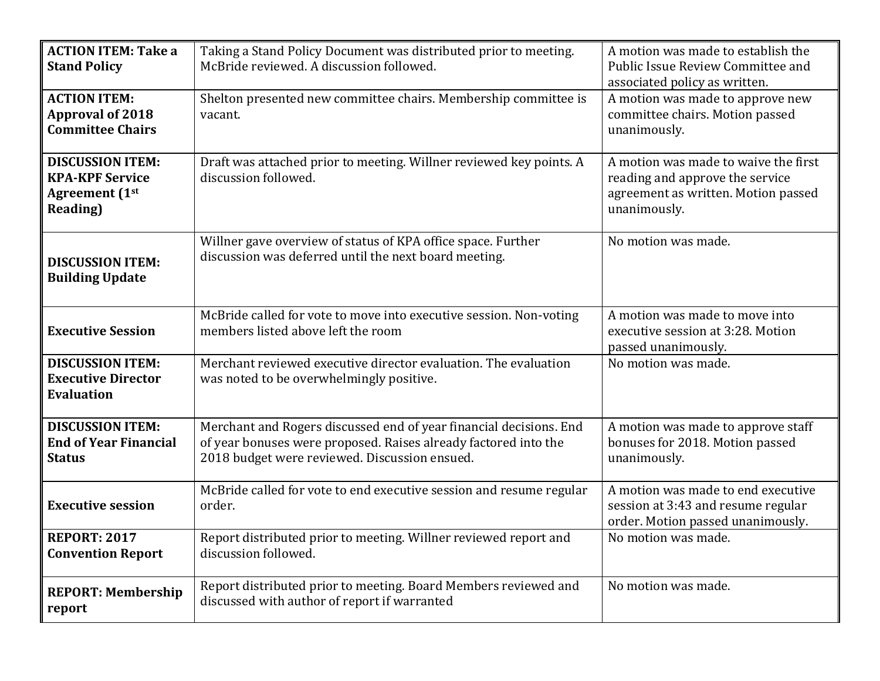| | | |
|---|---|---|
| **ACTION ITEM: Take a Stand Policy** | Taking a Stand Policy Document was distributed prior to meeting. McBride reviewed. A discussion followed. | A motion was made to establish the Public Issue Review Committee and associated policy as written. |
| **ACTION ITEM: Approval of 2018 Committee Chairs** | Shelton presented new committee chairs. Membership committee is vacant. | A motion was made to approve new committee chairs. Motion passed unanimously. |
| **DISCUSSION ITEM: KPA-KPF Service Agreement (1st Reading)** | Draft was attached prior to meeting. Willner reviewed key points. A discussion followed. | A motion was made to waive the first reading and approve the service agreement as written. Motion passed unanimously. |
| **DISCUSSION ITEM: Building Update** | Willner gave overview of status of KPA office space. Further discussion was deferred until the next board meeting. | No motion was made. |
| **Executive Session** | McBride called for vote to move into executive session. Non-voting members listed above left the room | A motion was made to move into executive session at 3:28. Motion passed unanimously. |
| **DISCUSSION ITEM: Executive Director Evaluation** | Merchant reviewed executive director evaluation. The evaluation was noted to be overwhelmingly positive. | No motion was made. |
| **DISCUSSION ITEM: End of Year Financial Status** | Merchant and Rogers discussed end of year financial decisions. End of year bonuses were proposed. Raises already factored into the 2018 budget were reviewed. Discussion ensued. | A motion was made to approve staff bonuses for 2018. Motion passed unanimously. |
| **Executive session** | McBride called for vote to end executive session and resume regular order. | A motion was made to end executive session at 3:43 and resume regular order. Motion passed unanimously. |
| **REPORT: 2017 Convention Report** | Report distributed prior to meeting. Willner reviewed report and discussion followed. | No motion was made. |
| **REPORT: Membership report** | Report distributed prior to meeting. Board Members reviewed and discussed with author of report if warranted | No motion was made. |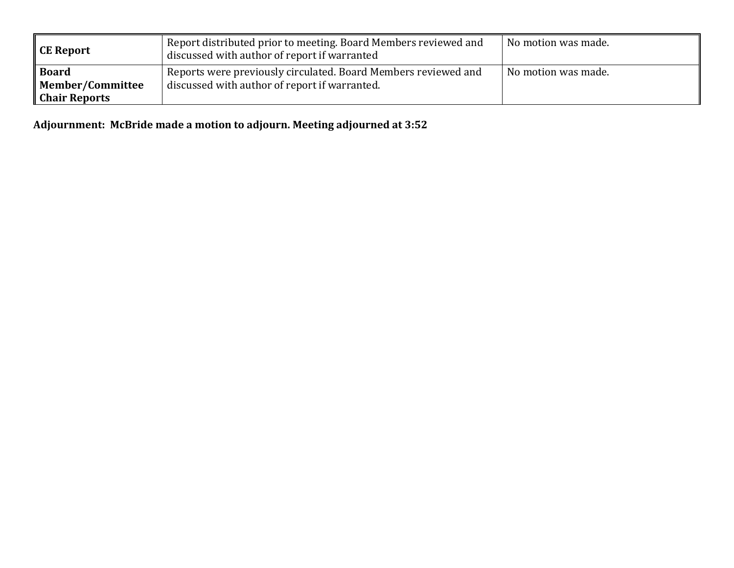| | | |
|---|---|---|
| **CE Report** | Report distributed prior to meeting. Board Members reviewed and discussed with author of report if warranted | No motion was made. |
| **Board Member/Committee Chair Reports** | Reports were previously circulated. Board Members reviewed and discussed with author of report if warranted. | No motion was made. |

**Adjournment: McBride made a motion to adjourn. Meeting adjourned at 3:52**